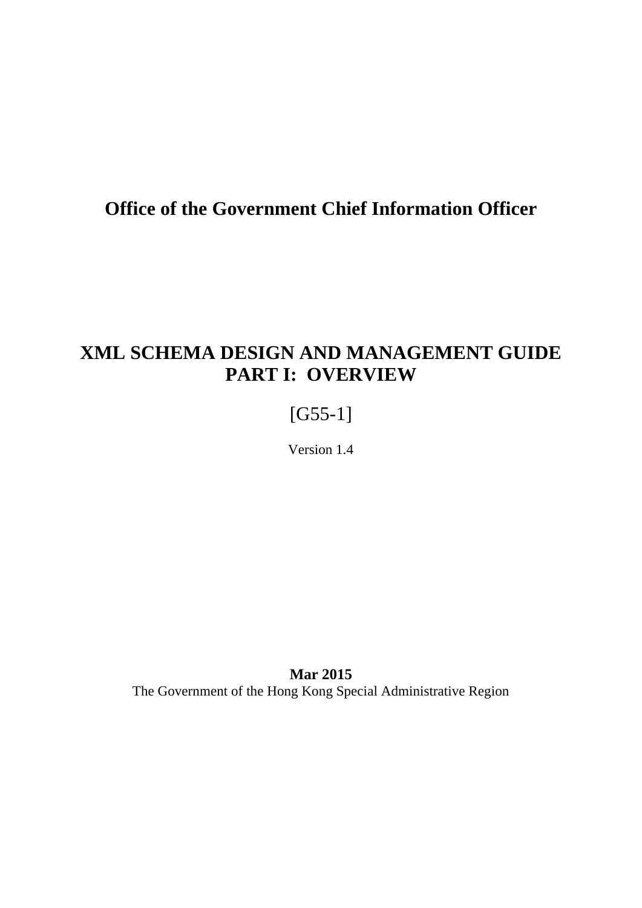**Office of the Government Chief Information Officer**

# XML SCHEMA DESIGN AND MANAGEMENT GUIDE
# PART I: OVERVIEW

[G55-1]

Version 1.4

**Mar 2015**

The Government of the Hong Kong Special Administrative Region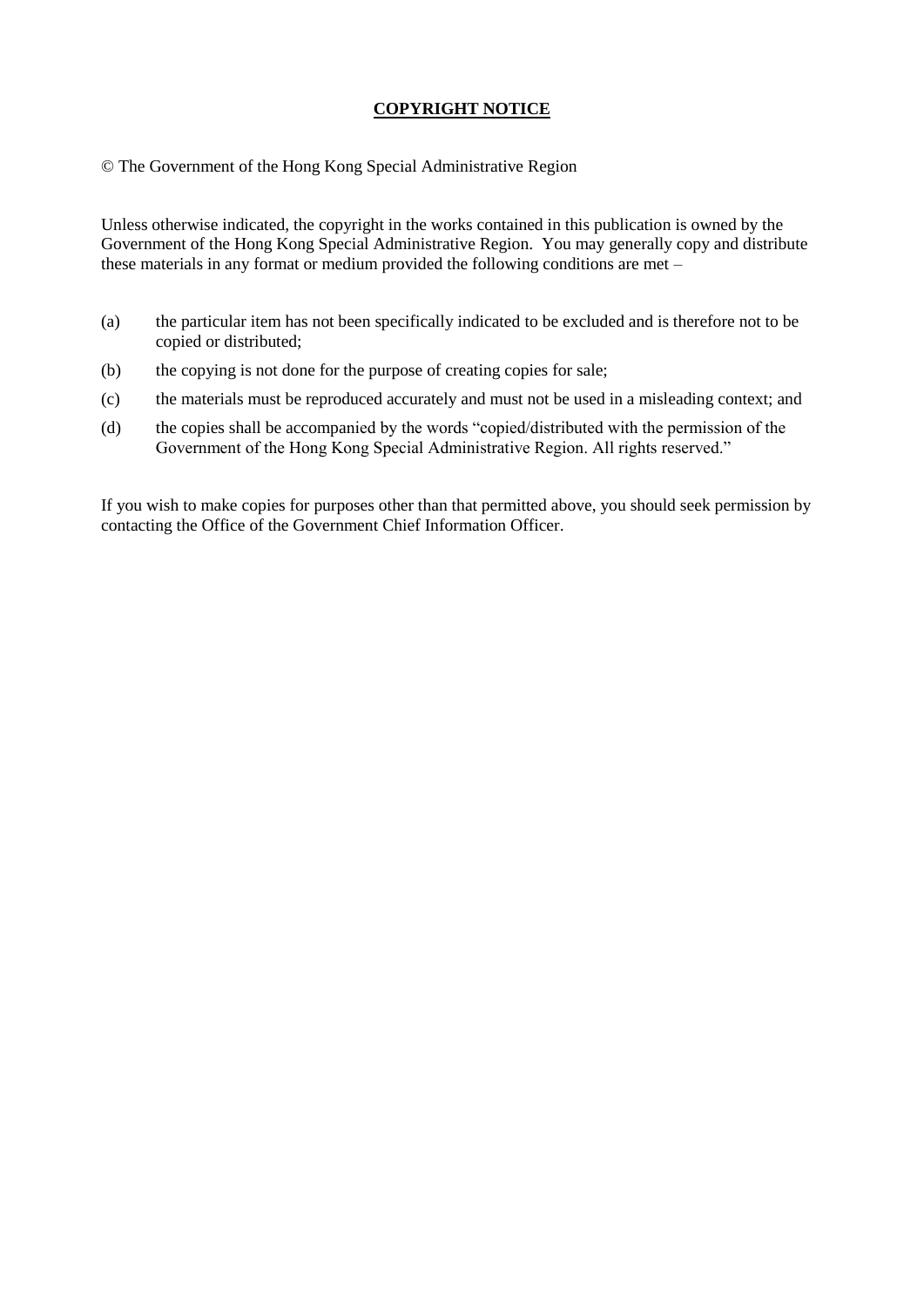## **COPYRIGHT NOTICE**

© The Government of the Hong Kong Special Administrative Region

Unless otherwise indicated, the copyright in the works contained in this publication is owned by the Government of the Hong Kong Special Administrative Region. You may generally copy and distribute these materials in any format or medium provided the following conditions are met –

(a) the particular item has not been specifically indicated to be excluded and is therefore not to be copied or distributed;

(b) the copying is not done for the purpose of creating copies for sale;

(c) the materials must be reproduced accurately and must not be used in a misleading context; and

(d) the copies shall be accompanied by the words "copied/distributed with the permission of the Government of the Hong Kong Special Administrative Region. All rights reserved."

If you wish to make copies for purposes other than that permitted above, you should seek permission by contacting the Office of the Government Chief Information Officer.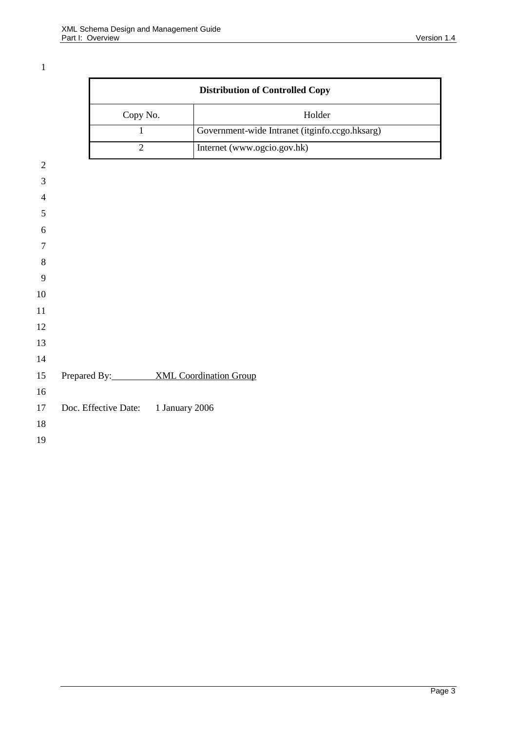| Distribution of Controlled Copy | |
| --- | --- |
| Copy No. | Holder |
| 1 | Government-wide Intranet (itginfo.ccgo.hksarg) |
| 2 | Internet (www.ogcio.gov.hk) |

Prepared By: XML Coordination Group

Doc. Effective Date: 1 January 2006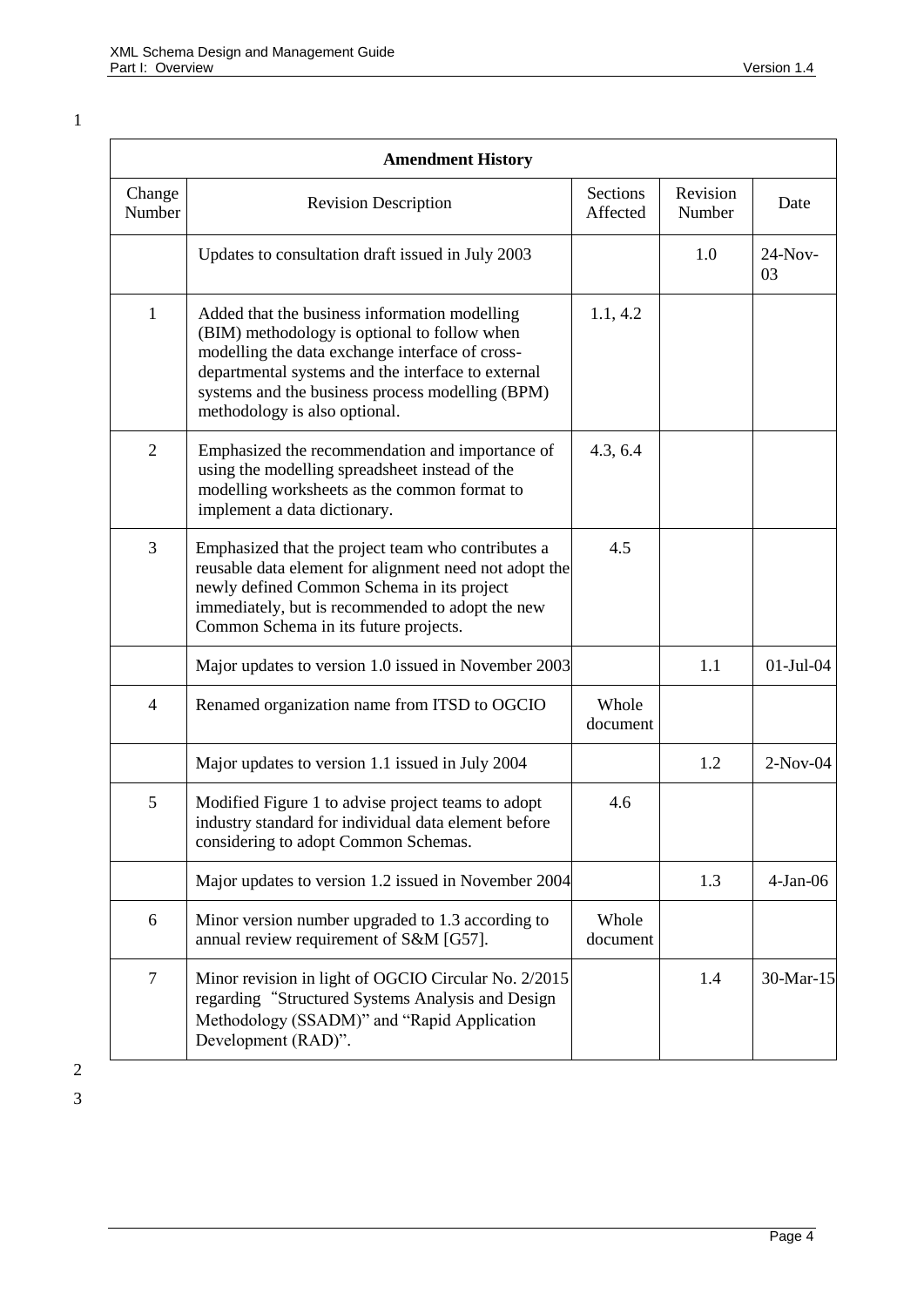| **Amendment History** | | | | |
|---|---|---|---|---|
| Change Number | Revision Description | Sections Affected | Revision Number | Date |
| | Updates to consultation draft issued in July 2003 | | 1.0 | 24-Nov-03 |
| 1 | Added that the business information modelling (BIM) methodology is optional to follow when modelling the data exchange interface of cross-departmental systems and the interface to external systems and the business process modelling (BPM) methodology is also optional. | 1.1, 4.2 | | |
| 2 | Emphasized the recommendation and importance of using the modelling spreadsheet instead of the modelling worksheets as the common format to implement a data dictionary. | 4.3, 6.4 | | |
| 3 | Emphasized that the project team who contributes a reusable data element for alignment need not adopt the newly defined Common Schema in its project immediately, but is recommended to adopt the new Common Schema in its future projects. | 4.5 | | |
| | Major updates to version 1.0 issued in November 2003 | | 1.1 | 01-Jul-04 |
| 4 | Renamed organization name from ITSD to OGCIO | Whole document | | |
| | Major updates to version 1.1 issued in July 2004 | | 1.2 | 2-Nov-04 |
| 5 | Modified Figure 1 to advise project teams to adopt industry standard for individual data element before considering to adopt Common Schemas. | 4.6 | | |
| | Major updates to version 1.2 issued in November 2004 | | 1.3 | 4-Jan-06 |
| 6 | Minor version number upgraded to 1.3 according to annual review requirement of S&M [G57]. | Whole document | | |
| 7 | Minor revision in light of OGCIO Circular No. 2/2015 regarding "Structured Systems Analysis and Design Methodology (SSADM)" and "Rapid Application Development (RAD)". | | 1.4 | 30-Mar-15 |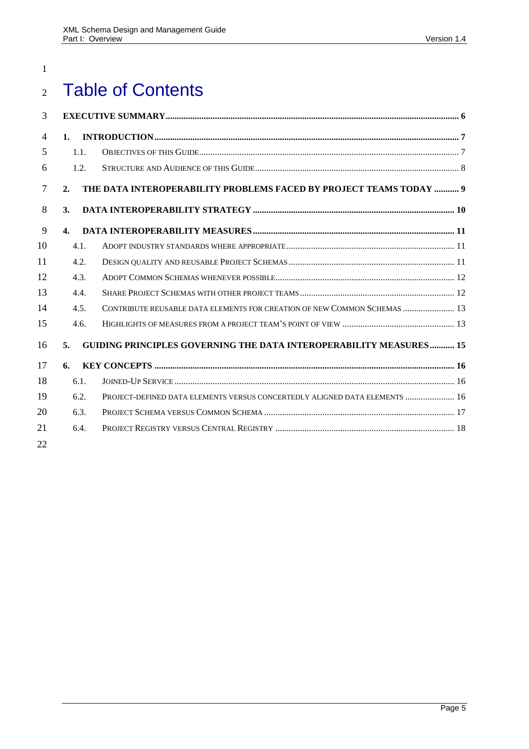# Table of Contents

**EXECUTIVE SUMMARY** ..... 6

**1. INTRODUCTION** ..... 7

- 1.1. OBJECTIVES OF THIS GUIDE ..... 7
- 1.2. STRUCTURE AND AUDIENCE OF THIS GUIDE ..... 8

**2. THE DATA INTEROPERABILITY PROBLEMS FACED BY PROJECT TEAMS TODAY** ..... 9

**3. DATA INTEROPERABILITY STRATEGY** ..... 10

**4. DATA INTEROPERABILITY MEASURES** ..... 11

- 4.1. ADOPT INDUSTRY STANDARDS WHERE APPROPRIATE ..... 11
- 4.2. DESIGN QUALITY AND REUSABLE PROJECT SCHEMAS ..... 11
- 4.3. ADOPT COMMON SCHEMAS WHENEVER POSSIBLE ..... 12
- 4.4. SHARE PROJECT SCHEMAS WITH OTHER PROJECT TEAMS ..... 12
- 4.5. CONTRIBUTE REUSABLE DATA ELEMENTS FOR CREATION OF NEW COMMON SCHEMAS ..... 13
- 4.6. HIGHLIGHTS OF MEASURES FROM A PROJECT TEAM'S POINT OF VIEW ..... 13

**5. GUIDING PRINCIPLES GOVERNING THE DATA INTEROPERABILITY MEASURES** ..... 15

**6. KEY CONCEPTS** ..... 16

- 6.1. JOINED-UP SERVICE ..... 16
- 6.2. PROJECT-DEFINED DATA ELEMENTS VERSUS CONCERTEDLY ALIGNED DATA ELEMENTS ..... 16
- 6.3. PROJECT SCHEMA VERSUS COMMON SCHEMA ..... 17
- 6.4. PROJECT REGISTRY VERSUS CENTRAL REGISTRY ..... 18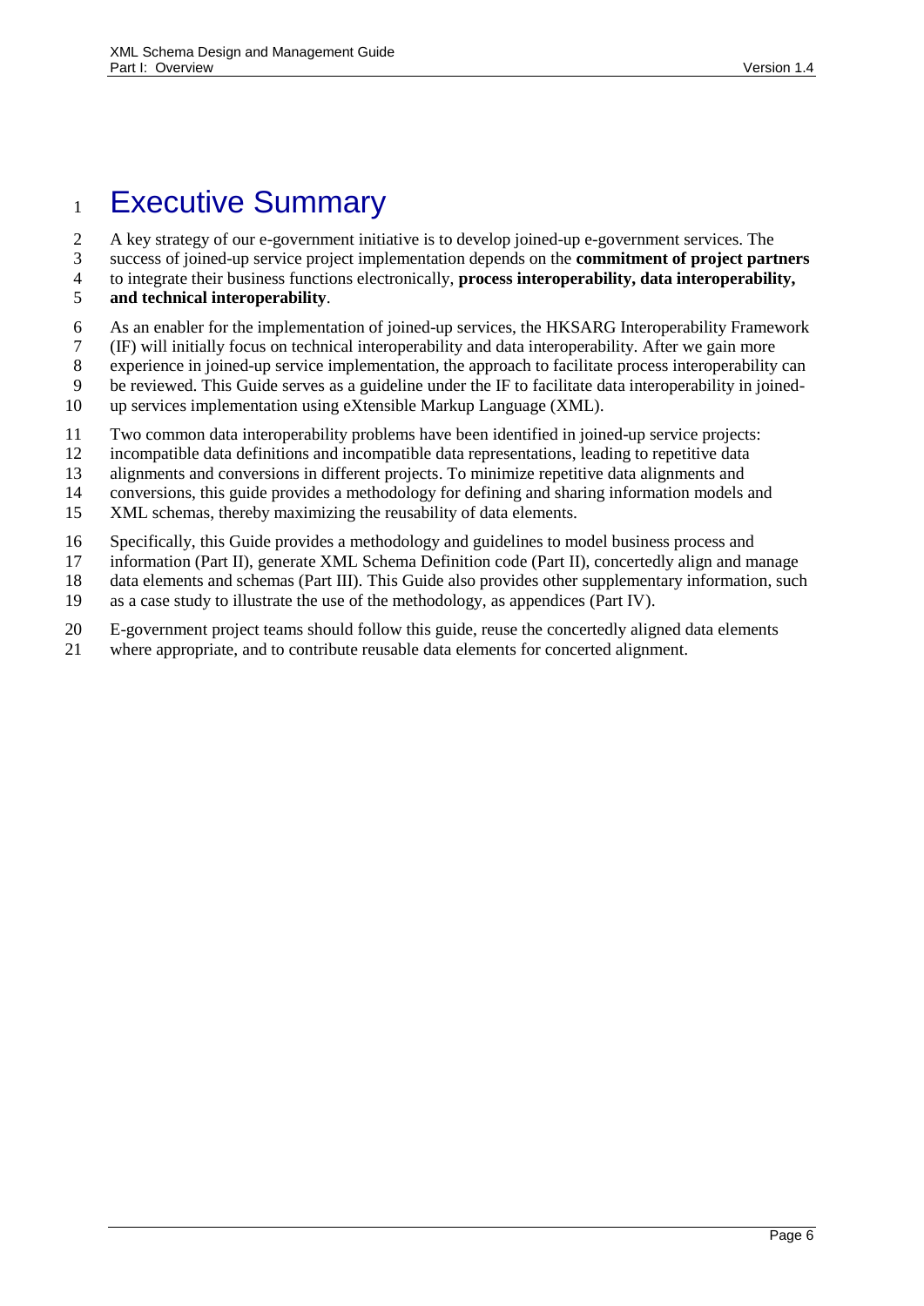# Executive Summary

A key strategy of our e-government initiative is to develop joined-up e-government services. The success of joined-up service project implementation depends on the **commitment of project partners** to integrate their business functions electronically, **process interoperability, data interoperability, and technical interoperability**.

As an enabler for the implementation of joined-up services, the HKSARG Interoperability Framework (IF) will initially focus on technical interoperability and data interoperability. After we gain more experience in joined-up service implementation, the approach to facilitate process interoperability can be reviewed. This Guide serves as a guideline under the IF to facilitate data interoperability in joined-up services implementation using eXtensible Markup Language (XML).

Two common data interoperability problems have been identified in joined-up service projects: incompatible data definitions and incompatible data representations, leading to repetitive data alignments and conversions in different projects. To minimize repetitive data alignments and conversions, this guide provides a methodology for defining and sharing information models and XML schemas, thereby maximizing the reusability of data elements.

Specifically, this Guide provides a methodology and guidelines to model business process and information (Part II), generate XML Schema Definition code (Part II), concertedly align and manage data elements and schemas (Part III). This Guide also provides other supplementary information, such as a case study to illustrate the use of the methodology, as appendices (Part IV).

E-government project teams should follow this guide, reuse the concertedly aligned data elements where appropriate, and to contribute reusable data elements for concerted alignment.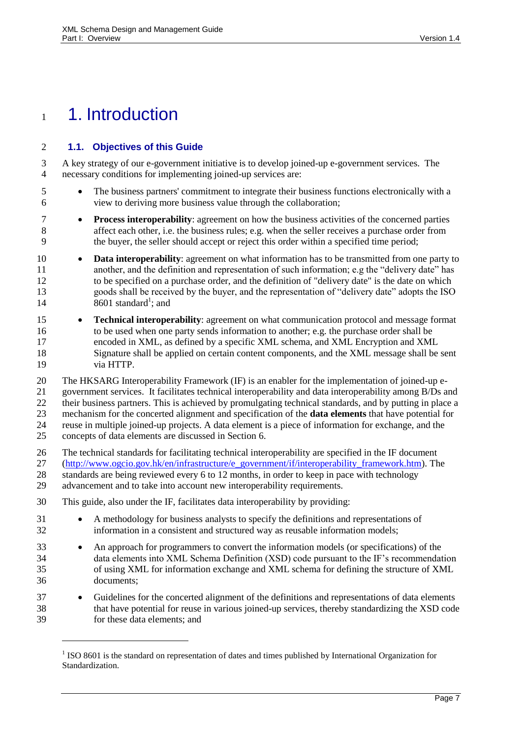# 1. Introduction

## 1.1. Objectives of this Guide

A key strategy of our e-government initiative is to develop joined-up e-government services. The necessary conditions for implementing joined-up services are:

- The business partners' commitment to integrate their business functions electronically with a view to deriving more business value through the collaboration;
- **Process interoperability**: agreement on how the business activities of the concerned parties affect each other, i.e. the business rules; e.g. when the seller receives a purchase order from the buyer, the seller should accept or reject this order within a specified time period;
- **Data interoperability**: agreement on what information has to be transmitted from one party to another, and the definition and representation of such information; e.g the "delivery date" has to be specified on a purchase order, and the definition of "delivery date" is the date on which goods shall be received by the buyer, and the representation of "delivery date" adopts the ISO 8601 standard[1]; and
- **Technical interoperability**: agreement on what communication protocol and message format to be used when one party sends information to another; e.g. the purchase order shall be encoded in XML, as defined by a specific XML schema, and XML Encryption and XML Signature shall be applied on certain content components, and the XML message shall be sent via HTTP.

The HKSARG Interoperability Framework (IF) is an enabler for the implementation of joined-up e-government services. It facilitates technical interoperability and data interoperability among B/Ds and their business partners. This is achieved by promulgating technical standards, and by putting in place a mechanism for the concerted alignment and specification of the **data elements** that have potential for reuse in multiple joined-up projects. A data element is a piece of information for exchange, and the concepts of data elements are discussed in Section 6.

The technical standards for facilitating technical interoperability are specified in the IF document (http://www.ogcio.gov.hk/en/infrastructure/e_government/if/interoperability_framework.htm). The standards are being reviewed every 6 to 12 months, in order to keep in pace with technology advancement and to take into account new interoperability requirements.

This guide, also under the IF, facilitates data interoperability by providing:

- A methodology for business analysts to specify the definitions and representations of information in a consistent and structured way as reusable information models;
- An approach for programmers to convert the information models (or specifications) of the data elements into XML Schema Definition (XSD) code pursuant to the IF's recommendation of using XML for information exchange and XML schema for defining the structure of XML documents;
- Guidelines for the concerted alignment of the definitions and representations of data elements that have potential for reuse in various joined-up services, thereby standardizing the XSD code for these data elements; and

[1] ISO 8601 is the standard on representation of dates and times published by International Organization for Standardization.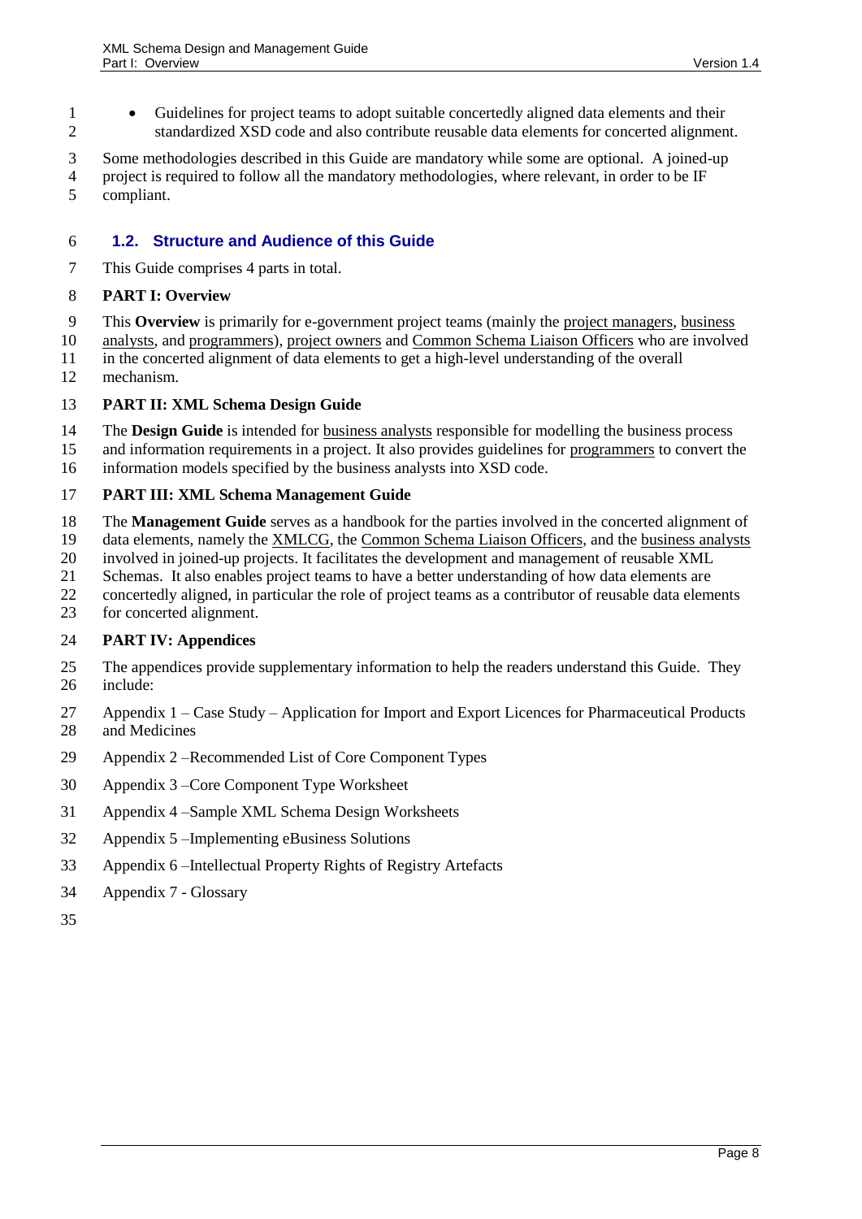- Guidelines for project teams to adopt suitable concertedly aligned data elements and their standardized XSD code and also contribute reusable data elements for concerted alignment.

Some methodologies described in this Guide are mandatory while some are optional. A joined-up project is required to follow all the mandatory methodologies, where relevant, in order to be IF compliant.

## 1.2. Structure and Audience of this Guide

This Guide comprises 4 parts in total.

**PART I: Overview**

This **Overview** is primarily for e-government project teams (mainly the project managers, business analysts, and programmers), project owners and Common Schema Liaison Officers who are involved in the concerted alignment of data elements to get a high-level understanding of the overall mechanism.

**PART II: XML Schema Design Guide**

The **Design Guide** is intended for business analysts responsible for modelling the business process and information requirements in a project. It also provides guidelines for programmers to convert the information models specified by the business analysts into XSD code.

**PART III: XML Schema Management Guide**

The **Management Guide** serves as a handbook for the parties involved in the concerted alignment of data elements, namely the XMLCG, the Common Schema Liaison Officers, and the business analysts involved in joined-up projects. It facilitates the development and management of reusable XML Schemas. It also enables project teams to have a better understanding of how data elements are concertedly aligned, in particular the role of project teams as a contributor of reusable data elements for concerted alignment.

**PART IV: Appendices**

The appendices provide supplementary information to help the readers understand this Guide. They include:

Appendix 1 – Case Study – Application for Import and Export Licences for Pharmaceutical Products and Medicines

Appendix 2 –Recommended List of Core Component Types

Appendix 3 –Core Component Type Worksheet

Appendix 4 –Sample XML Schema Design Worksheets

Appendix 5 –Implementing eBusiness Solutions

Appendix 6 –Intellectual Property Rights of Registry Artefacts

Appendix 7 - Glossary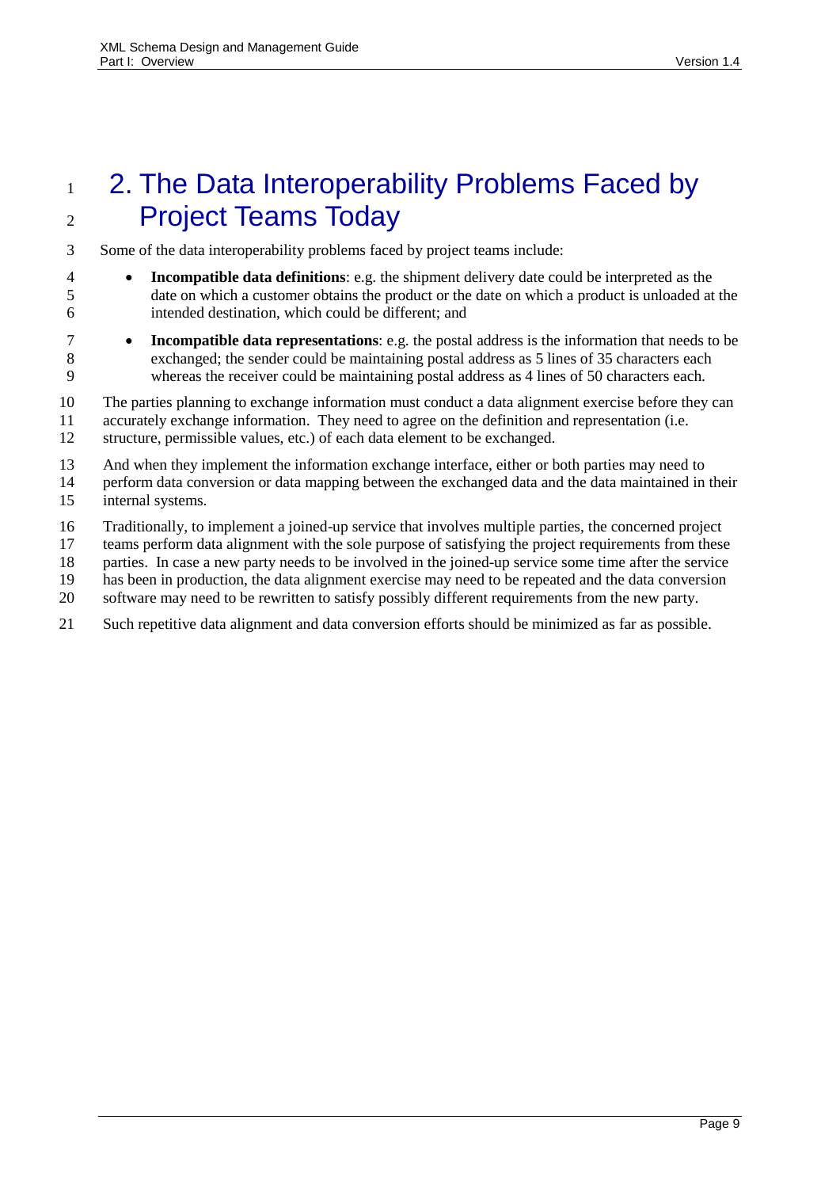# 2. The Data Interoperability Problems Faced by Project Teams Today

Some of the data interoperability problems faced by project teams include:

- **Incompatible data definitions**: e.g. the shipment delivery date could be interpreted as the date on which a customer obtains the product or the date on which a product is unloaded at the intended destination, which could be different; and
- **Incompatible data representations**: e.g. the postal address is the information that needs to be exchanged; the sender could be maintaining postal address as 5 lines of 35 characters each whereas the receiver could be maintaining postal address as 4 lines of 50 characters each.

The parties planning to exchange information must conduct a data alignment exercise before they can accurately exchange information. They need to agree on the definition and representation (i.e. structure, permissible values, etc.) of each data element to be exchanged.

And when they implement the information exchange interface, either or both parties may need to perform data conversion or data mapping between the exchanged data and the data maintained in their internal systems.

Traditionally, to implement a joined-up service that involves multiple parties, the concerned project teams perform data alignment with the sole purpose of satisfying the project requirements from these parties. In case a new party needs to be involved in the joined-up service some time after the service has been in production, the data alignment exercise may need to be repeated and the data conversion software may need to be rewritten to satisfy possibly different requirements from the new party.

Such repetitive data alignment and data conversion efforts should be minimized as far as possible.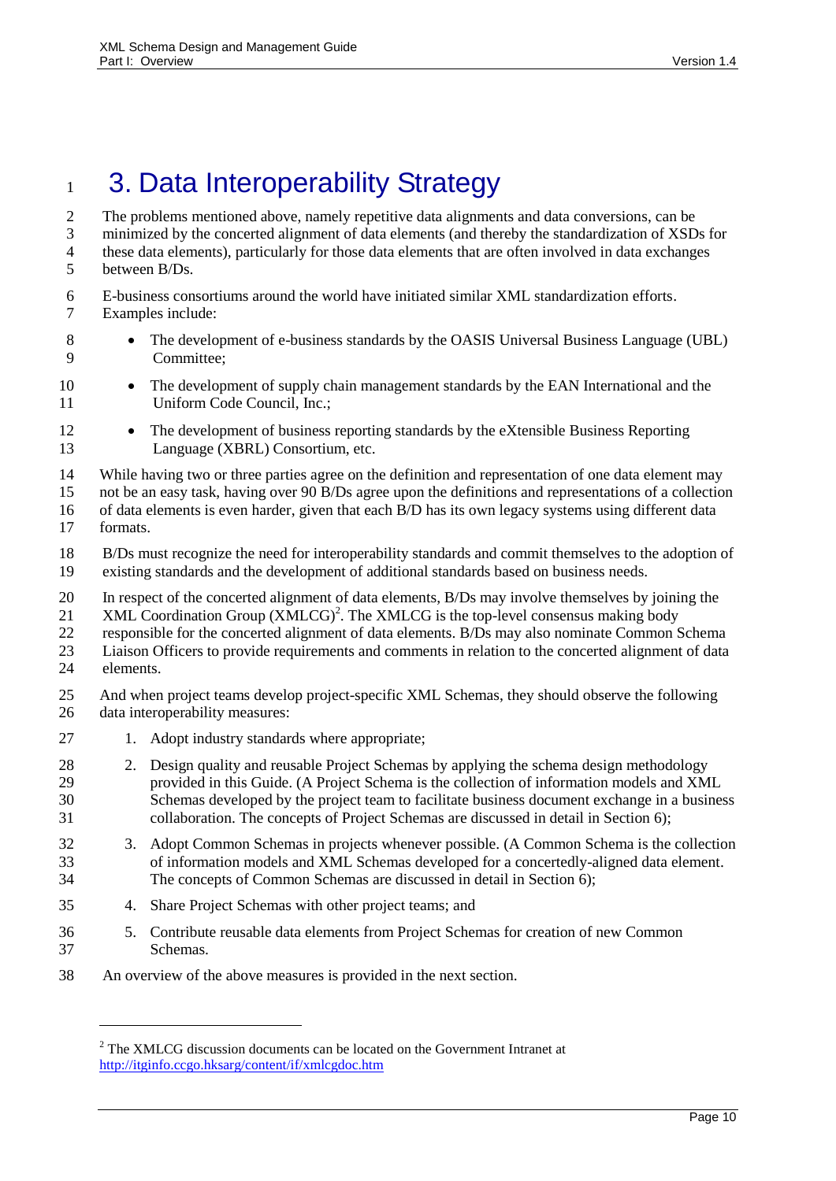# 3. Data Interoperability Strategy

The problems mentioned above, namely repetitive data alignments and data conversions, can be minimized by the concerted alignment of data elements (and thereby the standardization of XSDs for these data elements), particularly for those data elements that are often involved in data exchanges between B/Ds.

E-business consortiums around the world have initiated similar XML standardization efforts. Examples include:

- The development of e-business standards by the OASIS Universal Business Language (UBL) Committee;
- The development of supply chain management standards by the EAN International and the Uniform Code Council, Inc.;
- The development of business reporting standards by the eXtensible Business Reporting Language (XBRL) Consortium, etc.

While having two or three parties agree on the definition and representation of one data element may not be an easy task, having over 90 B/Ds agree upon the definitions and representations of a collection of data elements is even harder, given that each B/D has its own legacy systems using different data formats.

B/Ds must recognize the need for interoperability standards and commit themselves to the adoption of existing standards and the development of additional standards based on business needs.

In respect of the concerted alignment of data elements, B/Ds may involve themselves by joining the XML Coordination Group (XMLCG)[2]. The XMLCG is the top-level consensus making body responsible for the concerted alignment of data elements. B/Ds may also nominate Common Schema Liaison Officers to provide requirements and comments in relation to the concerted alignment of data elements.

And when project teams develop project-specific XML Schemas, they should observe the following data interoperability measures:

1. Adopt industry standards where appropriate;
2. Design quality and reusable Project Schemas by applying the schema design methodology provided in this Guide. (A Project Schema is the collection of information models and XML Schemas developed by the project team to facilitate business document exchange in a business collaboration. The concepts of Project Schemas are discussed in detail in Section 6);
3. Adopt Common Schemas in projects whenever possible. (A Common Schema is the collection of information models and XML Schemas developed for a concertedly-aligned data element. The concepts of Common Schemas are discussed in detail in Section 6);
4. Share Project Schemas with other project teams; and
5. Contribute reusable data elements from Project Schemas for creation of new Common Schemas.

An overview of the above measures is provided in the next section.

---

[2] The XMLCG discussion documents can be located on the Government Intranet at http://itginfo.ccgo.hksarg/content/if/xmlcgdoc.htm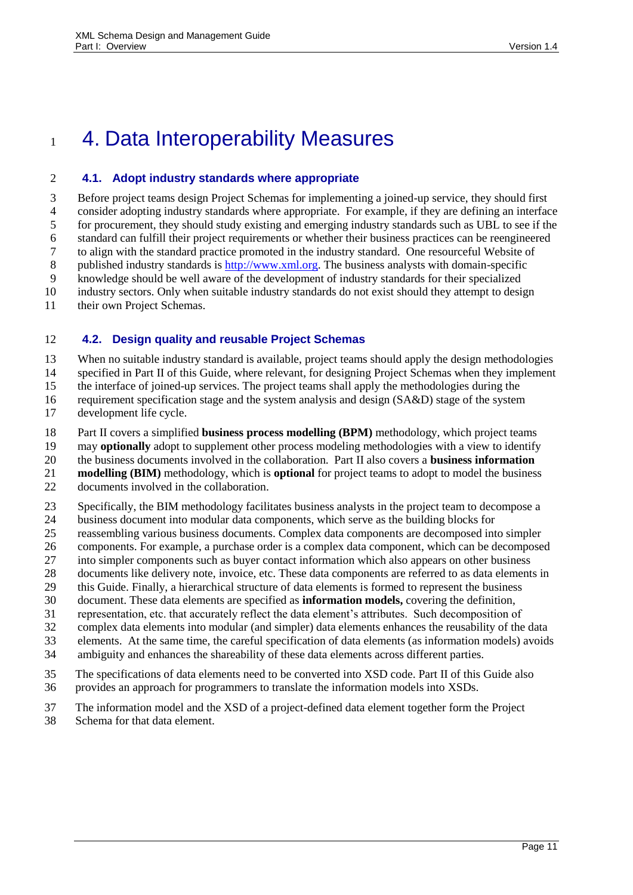# 4. Data Interoperability Measures

## 4.1. Adopt industry standards where appropriate

Before project teams design Project Schemas for implementing a joined-up service, they should first consider adopting industry standards where appropriate. For example, if they are defining an interface for procurement, they should study existing and emerging industry standards such as UBL to see if the standard can fulfill their project requirements or whether their business practices can be reengineered to align with the standard practice promoted in the industry standard. One resourceful Website of published industry standards is [http://www.xml.org](http://www.xml.org). The business analysts with domain-specific knowledge should be well aware of the development of industry standards for their specialized industry sectors. Only when suitable industry standards do not exist should they attempt to design their own Project Schemas.

## 4.2. Design quality and reusable Project Schemas

When no suitable industry standard is available, project teams should apply the design methodologies specified in Part II of this Guide, where relevant, for designing Project Schemas when they implement the interface of joined-up services. The project teams shall apply the methodologies during the requirement specification stage and the system analysis and design (SA&D) stage of the system development life cycle.

Part II covers a simplified **business process modelling (BPM)** methodology, which project teams may **optionally** adopt to supplement other process modeling methodologies with a view to identify the business documents involved in the collaboration. Part II also covers a **business information modelling (BIM)** methodology, which is **optional** for project teams to adopt to model the business documents involved in the collaboration.

Specifically, the BIM methodology facilitates business analysts in the project team to decompose a business document into modular data components, which serve as the building blocks for reassembling various business documents. Complex data components are decomposed into simpler components. For example, a purchase order is a complex data component, which can be decomposed into simpler components such as buyer contact information which also appears on other business documents like delivery note, invoice, etc. These data components are referred to as data elements in this Guide. Finally, a hierarchical structure of data elements is formed to represent the business document. These data elements are specified as **information models,** covering the definition, representation, etc. that accurately reflect the data element's attributes. Such decomposition of complex data elements into modular (and simpler) data elements enhances the reusability of the data elements. At the same time, the careful specification of data elements (as information models) avoids ambiguity and enhances the shareability of these data elements across different parties.

The specifications of data elements need to be converted into XSD code. Part II of this Guide also provides an approach for programmers to translate the information models into XSDs.

The information model and the XSD of a project-defined data element together form the Project Schema for that data element.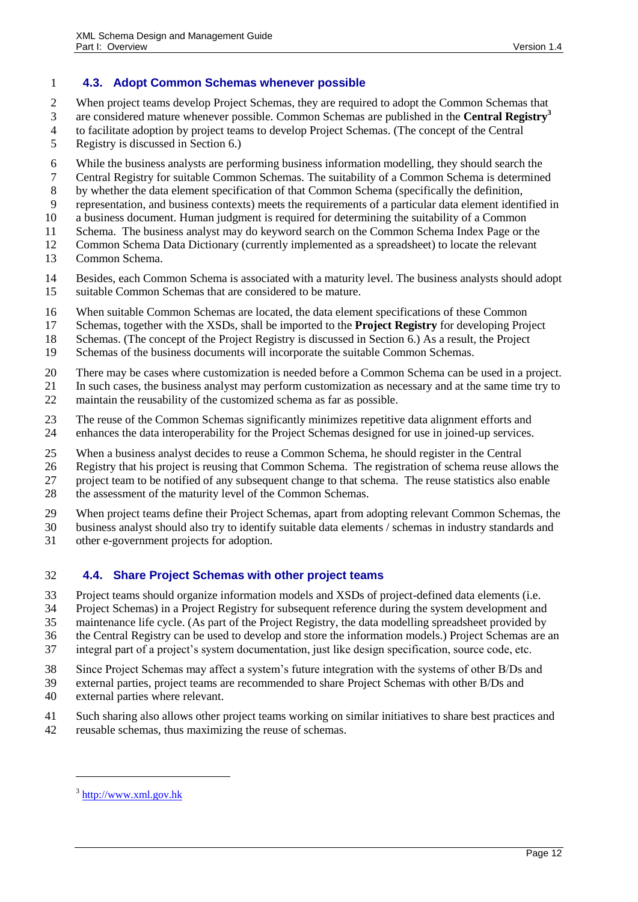### 4.3. Adopt Common Schemas whenever possible

When project teams develop Project Schemas, they are required to adopt the Common Schemas that are considered mature whenever possible. Common Schemas are published in the **Central Registry**[3] to facilitate adoption by project teams to develop Project Schemas. (The concept of the Central Registry is discussed in Section 6.)

While the business analysts are performing business information modelling, they should search the Central Registry for suitable Common Schemas. The suitability of a Common Schema is determined by whether the data element specification of that Common Schema (specifically the definition, representation, and business contexts) meets the requirements of a particular data element identified in a business document. Human judgment is required for determining the suitability of a Common Schema. The business analyst may do keyword search on the Common Schema Index Page or the Common Schema Data Dictionary (currently implemented as a spreadsheet) to locate the relevant Common Schema.

Besides, each Common Schema is associated with a maturity level. The business analysts should adopt suitable Common Schemas that are considered to be mature.

When suitable Common Schemas are located, the data element specifications of these Common Schemas, together with the XSDs, shall be imported to the **Project Registry** for developing Project Schemas. (The concept of the Project Registry is discussed in Section 6.) As a result, the Project Schemas of the business documents will incorporate the suitable Common Schemas.

There may be cases where customization is needed before a Common Schema can be used in a project. In such cases, the business analyst may perform customization as necessary and at the same time try to maintain the reusability of the customized schema as far as possible.

The reuse of the Common Schemas significantly minimizes repetitive data alignment efforts and enhances the data interoperability for the Project Schemas designed for use in joined-up services.

When a business analyst decides to reuse a Common Schema, he should register in the Central Registry that his project is reusing that Common Schema. The registration of schema reuse allows the project team to be notified of any subsequent change to that schema. The reuse statistics also enable the assessment of the maturity level of the Common Schemas.

When project teams define their Project Schemas, apart from adopting relevant Common Schemas, the business analyst should also try to identify suitable data elements / schemas in industry standards and other e-government projects for adoption.

### 4.4. Share Project Schemas with other project teams

Project teams should organize information models and XSDs of project-defined data elements (i.e. Project Schemas) in a Project Registry for subsequent reference during the system development and maintenance life cycle. (As part of the Project Registry, the data modelling spreadsheet provided by the Central Registry can be used to develop and store the information models.) Project Schemas are an integral part of a project's system documentation, just like design specification, source code, etc.

Since Project Schemas may affect a system's future integration with the systems of other B/Ds and external parties, project teams are recommended to share Project Schemas with other B/Ds and external parties where relevant.

Such sharing also allows other project teams working on similar initiatives to share best practices and reusable schemas, thus maximizing the reuse of schemas.

---

[3] http://www.xml.gov.hk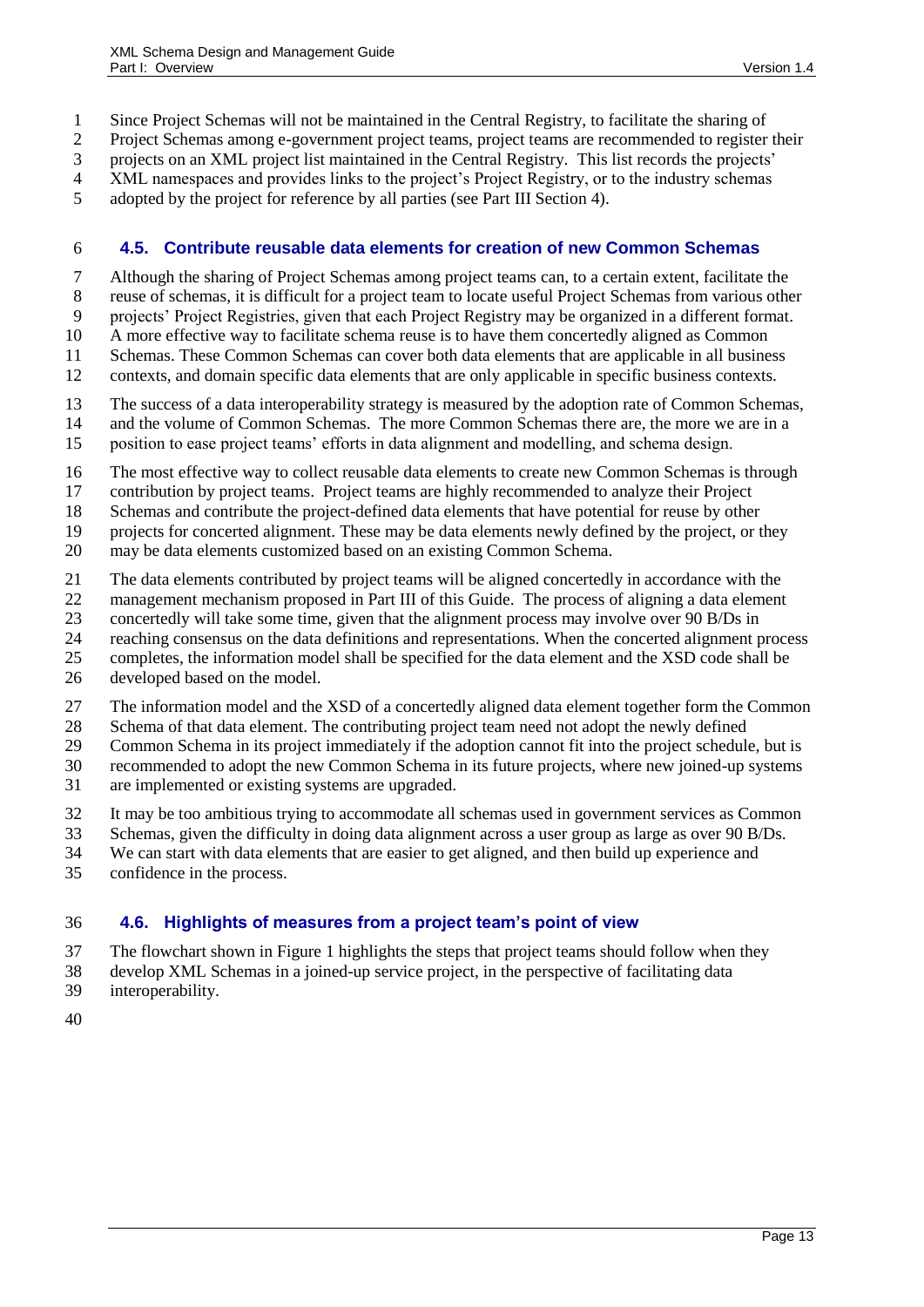Since Project Schemas will not be maintained in the Central Registry, to facilitate the sharing of Project Schemas among e-government project teams, project teams are recommended to register their projects on an XML project list maintained in the Central Registry. This list records the projects' XML namespaces and provides links to the project's Project Registry, or to the industry schemas adopted by the project for reference by all parties (see Part III Section 4).

### 4.5. Contribute reusable data elements for creation of new Common Schemas

Although the sharing of Project Schemas among project teams can, to a certain extent, facilitate the reuse of schemas, it is difficult for a project team to locate useful Project Schemas from various other projects' Project Registries, given that each Project Registry may be organized in a different format. A more effective way to facilitate schema reuse is to have them concertedly aligned as Common Schemas. These Common Schemas can cover both data elements that are applicable in all business contexts, and domain specific data elements that are only applicable in specific business contexts.

The success of a data interoperability strategy is measured by the adoption rate of Common Schemas, and the volume of Common Schemas. The more Common Schemas there are, the more we are in a position to ease project teams' efforts in data alignment and modelling, and schema design.

The most effective way to collect reusable data elements to create new Common Schemas is through contribution by project teams. Project teams are highly recommended to analyze their Project Schemas and contribute the project-defined data elements that have potential for reuse by other projects for concerted alignment. These may be data elements newly defined by the project, or they may be data elements customized based on an existing Common Schema.

The data elements contributed by project teams will be aligned concertedly in accordance with the management mechanism proposed in Part III of this Guide. The process of aligning a data element concertedly will take some time, given that the alignment process may involve over 90 B/Ds in reaching consensus on the data definitions and representations. When the concerted alignment process completes, the information model shall be specified for the data element and the XSD code shall be developed based on the model.

The information model and the XSD of a concertedly aligned data element together form the Common Schema of that data element. The contributing project team need not adopt the newly defined Common Schema in its project immediately if the adoption cannot fit into the project schedule, but is recommended to adopt the new Common Schema in its future projects, where new joined-up systems are implemented or existing systems are upgraded.

It may be too ambitious trying to accommodate all schemas used in government services as Common Schemas, given the difficulty in doing data alignment across a user group as large as over 90 B/Ds. We can start with data elements that are easier to get aligned, and then build up experience and confidence in the process.

### 4.6. Highlights of measures from a project team's point of view

The flowchart shown in Figure 1 highlights the steps that project teams should follow when they develop XML Schemas in a joined-up service project, in the perspective of facilitating data interoperability.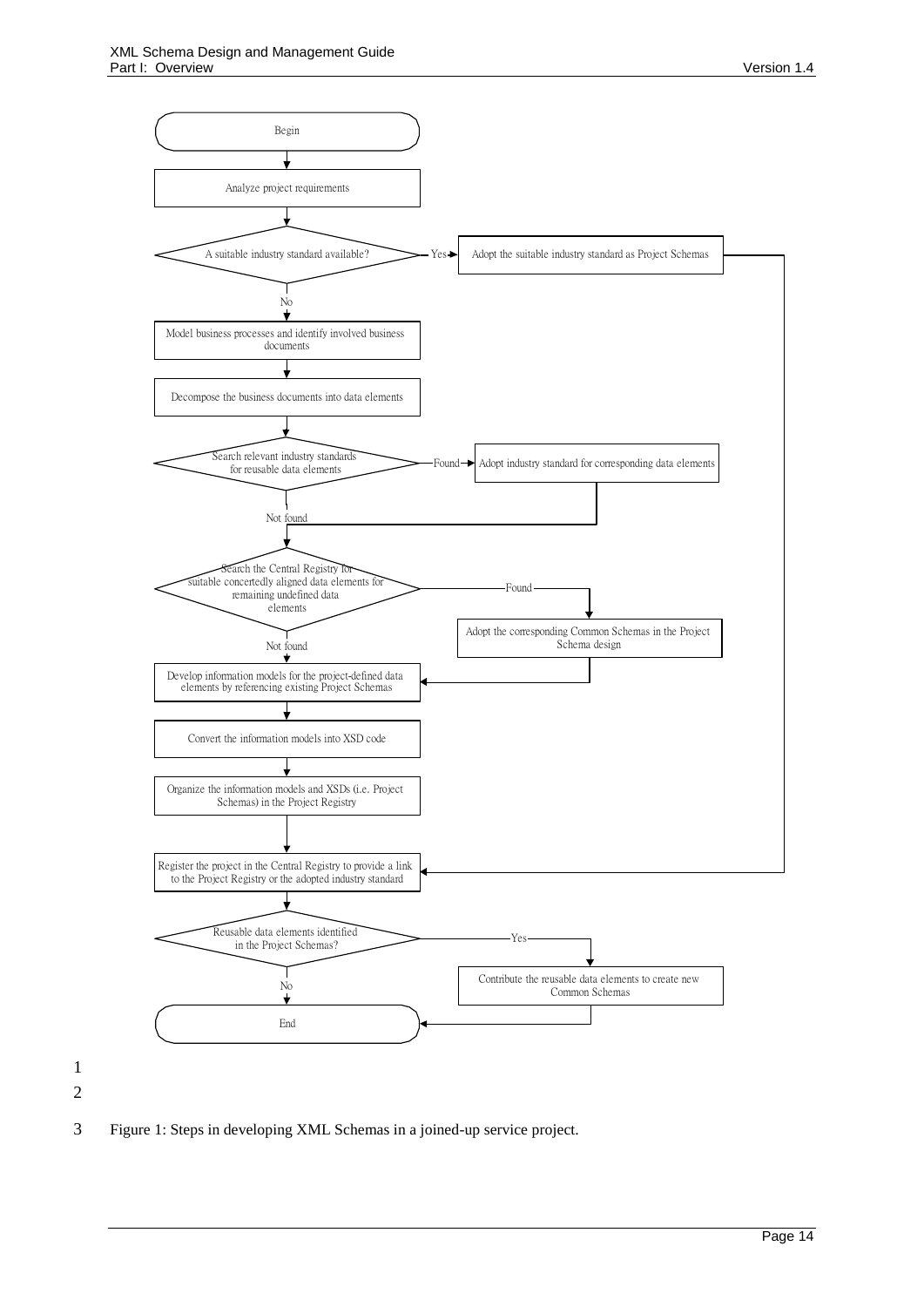Begin

Analyze project requirements

A suitable industry standard available? — Yes → Adopt the suitable industry standard as Project Schemas

No

Model business processes and identify involved business documents

Decompose the business documents into data elements

Search relevant industry standards for reusable data elements — Found → Adopt industry standard for corresponding data elements

Not found

Search the Central Registry for suitable concertedly aligned data elements for remaining undefined data elements — Found → Adopt the corresponding Common Schemas in the Project Schema design

Not found

Develop information models for the project-defined data elements by referencing existing Project Schemas

Convert the information models into XSD code

Organize the information models and XSDs (i.e. Project Schemas) in the Project Registry

Register the project in the Central Registry to provide a link to the Project Registry or the adopted industry standard

Reusable data elements identified in the Project Schemas? — Yes → Contribute the reusable data elements to create new Common Schemas

No

End

Figure 1: Steps in developing XML Schemas in a joined-up service project.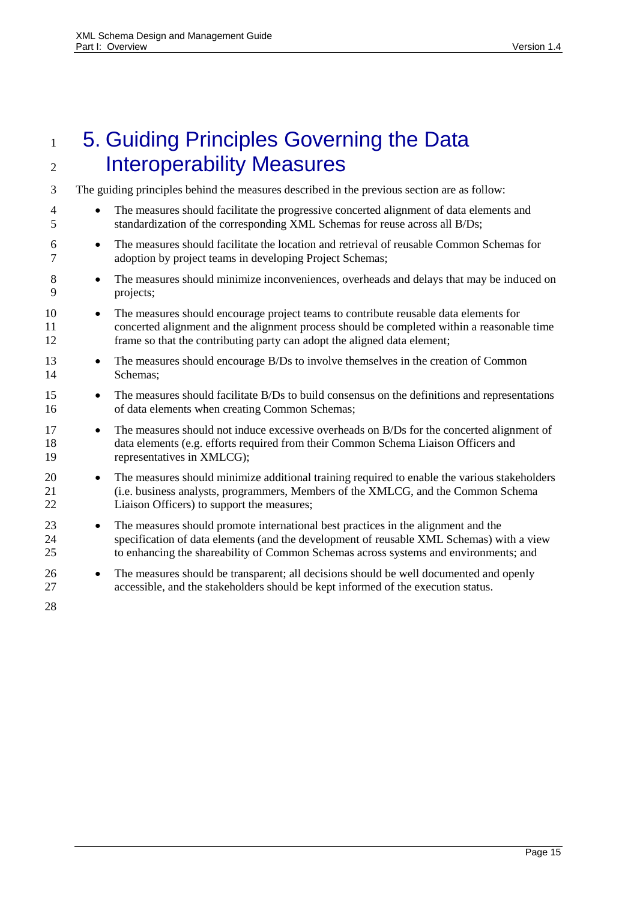# 5. Guiding Principles Governing the Data Interoperability Measures

The guiding principles behind the measures described in the previous section are as follow:

- The measures should facilitate the progressive concerted alignment of data elements and standardization of the corresponding XML Schemas for reuse across all B/Ds;
- The measures should facilitate the location and retrieval of reusable Common Schemas for adoption by project teams in developing Project Schemas;
- The measures should minimize inconveniences, overheads and delays that may be induced on projects;
- The measures should encourage project teams to contribute reusable data elements for concerted alignment and the alignment process should be completed within a reasonable time frame so that the contributing party can adopt the aligned data element;
- The measures should encourage B/Ds to involve themselves in the creation of Common Schemas;
- The measures should facilitate B/Ds to build consensus on the definitions and representations of data elements when creating Common Schemas;
- The measures should not induce excessive overheads on B/Ds for the concerted alignment of data elements (e.g. efforts required from their Common Schema Liaison Officers and representatives in XMLCG);
- The measures should minimize additional training required to enable the various stakeholders (i.e. business analysts, programmers, Members of the XMLCG, and the Common Schema Liaison Officers) to support the measures;
- The measures should promote international best practices in the alignment and the specification of data elements (and the development of reusable XML Schemas) with a view to enhancing the shareability of Common Schemas across systems and environments; and
- The measures should be transparent; all decisions should be well documented and openly accessible, and the stakeholders should be kept informed of the execution status.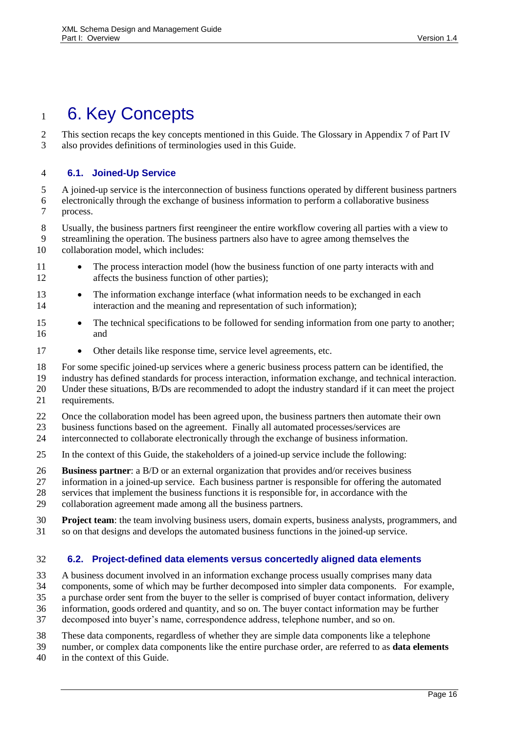# 6. Key Concepts

This section recaps the key concepts mentioned in this Guide. The Glossary in Appendix 7 of Part IV also provides definitions of terminologies used in this Guide.

## 6.1. Joined-Up Service

A joined-up service is the interconnection of business functions operated by different business partners electronically through the exchange of business information to perform a collaborative business process.

Usually, the business partners first reengineer the entire workflow covering all parties with a view to streamlining the operation. The business partners also have to agree among themselves the collaboration model, which includes:

- The process interaction model (how the business function of one party interacts with and affects the business function of other parties);
- The information exchange interface (what information needs to be exchanged in each interaction and the meaning and representation of such information);
- The technical specifications to be followed for sending information from one party to another; and
- Other details like response time, service level agreements, etc.

For some specific joined-up services where a generic business process pattern can be identified, the industry has defined standards for process interaction, information exchange, and technical interaction. Under these situations, B/Ds are recommended to adopt the industry standard if it can meet the project requirements.

Once the collaboration model has been agreed upon, the business partners then automate their own business functions based on the agreement. Finally all automated processes/services are interconnected to collaborate electronically through the exchange of business information.

In the context of this Guide, the stakeholders of a joined-up service include the following:

**Business partner**: a B/D or an external organization that provides and/or receives business information in a joined-up service. Each business partner is responsible for offering the automated services that implement the business functions it is responsible for, in accordance with the collaboration agreement made among all the business partners.

**Project team**: the team involving business users, domain experts, business analysts, programmers, and so on that designs and develops the automated business functions in the joined-up service.

## 6.2. Project-defined data elements versus concertedly aligned data elements

A business document involved in an information exchange process usually comprises many data components, some of which may be further decomposed into simpler data components. For example, a purchase order sent from the buyer to the seller is comprised of buyer contact information, delivery information, goods ordered and quantity, and so on. The buyer contact information may be further decomposed into buyer's name, correspondence address, telephone number, and so on.

These data components, regardless of whether they are simple data components like a telephone number, or complex data components like the entire purchase order, are referred to as **data elements** in the context of this Guide.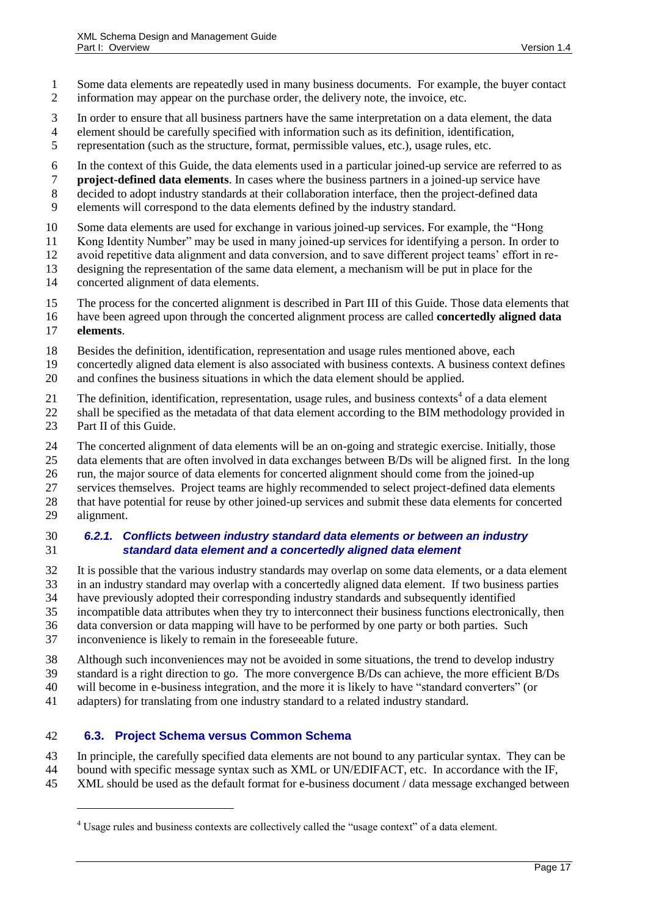Some data elements are repeatedly used in many business documents. For example, the buyer contact information may appear on the purchase order, the delivery note, the invoice, etc.

In order to ensure that all business partners have the same interpretation on a data element, the data element should be carefully specified with information such as its definition, identification, representation (such as the structure, format, permissible values, etc.), usage rules, etc.

In the context of this Guide, the data elements used in a particular joined-up service are referred to as **project-defined data elements**. In cases where the business partners in a joined-up service have decided to adopt industry standards at their collaboration interface, then the project-defined data elements will correspond to the data elements defined by the industry standard.

Some data elements are used for exchange in various joined-up services. For example, the "Hong Kong Identity Number" may be used in many joined-up services for identifying a person. In order to avoid repetitive data alignment and data conversion, and to save different project teams' effort in re-designing the representation of the same data element, a mechanism will be put in place for the concerted alignment of data elements.

The process for the concerted alignment is described in Part III of this Guide. Those data elements that have been agreed upon through the concerted alignment process are called **concertedly aligned data elements**.

Besides the definition, identification, representation and usage rules mentioned above, each concertedly aligned data element is also associated with business contexts. A business context defines and confines the business situations in which the data element should be applied.

The definition, identification, representation, usage rules, and business contexts[4] of a data element shall be specified as the metadata of that data element according to the BIM methodology provided in Part II of this Guide.

The concerted alignment of data elements will be an on-going and strategic exercise. Initially, those data elements that are often involved in data exchanges between B/Ds will be aligned first. In the long run, the major source of data elements for concerted alignment should come from the joined-up services themselves. Project teams are highly recommended to select project-defined data elements that have potential for reuse by other joined-up services and submit these data elements for concerted alignment.

### *6.2.1. Conflicts between industry standard data elements or between an industry standard data element and a concertedly aligned data element*

It is possible that the various industry standards may overlap on some data elements, or a data element in an industry standard may overlap with a concertedly aligned data element. If two business parties have previously adopted their corresponding industry standards and subsequently identified incompatible data attributes when they try to interconnect their business functions electronically, then data conversion or data mapping will have to be performed by one party or both parties. Such inconvenience is likely to remain in the foreseeable future.

Although such inconveniences may not be avoided in some situations, the trend to develop industry standard is a right direction to go. The more convergence B/Ds can achieve, the more efficient B/Ds will become in e-business integration, and the more it is likely to have "standard converters" (or adapters) for translating from one industry standard to a related industry standard.

## 6.3. Project Schema versus Common Schema

In principle, the carefully specified data elements are not bound to any particular syntax. They can be bound with specific message syntax such as XML or UN/EDIFACT, etc. In accordance with the IF, XML should be used as the default format for e-business document / data message exchanged between

---

[4] Usage rules and business contexts are collectively called the "usage context" of a data element.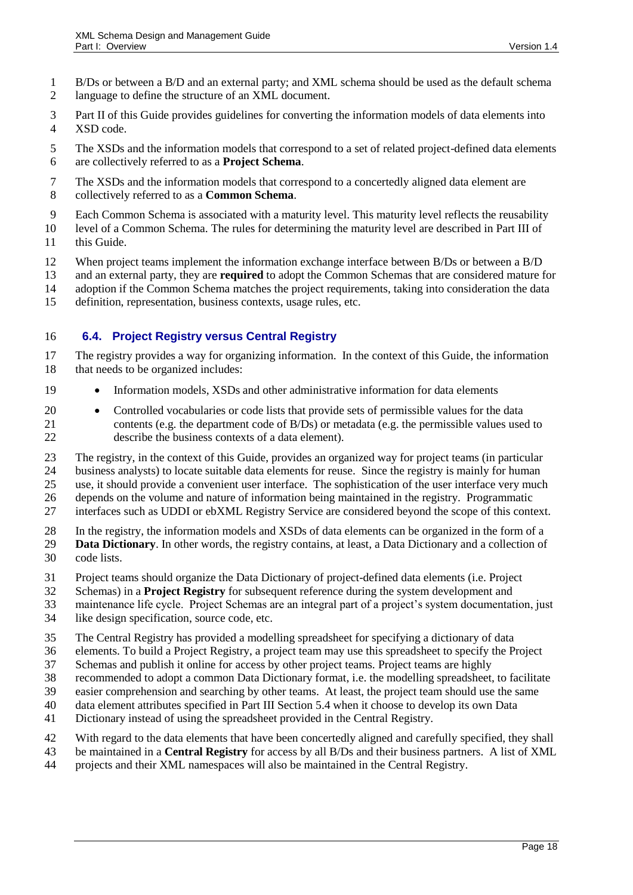B/Ds or between a B/D and an external party; and XML schema should be used as the default schema language to define the structure of an XML document.

Part II of this Guide provides guidelines for converting the information models of data elements into XSD code.

The XSDs and the information models that correspond to a set of related project-defined data elements are collectively referred to as a **Project Schema**.

The XSDs and the information models that correspond to a concertedly aligned data element are collectively referred to as a **Common Schema**.

Each Common Schema is associated with a maturity level. This maturity level reflects the reusability level of a Common Schema. The rules for determining the maturity level are described in Part III of this Guide.

When project teams implement the information exchange interface between B/Ds or between a B/D and an external party, they are **required** to adopt the Common Schemas that are considered mature for adoption if the Common Schema matches the project requirements, taking into consideration the data definition, representation, business contexts, usage rules, etc.

### 6.4. Project Registry versus Central Registry

The registry provides a way for organizing information. In the context of this Guide, the information that needs to be organized includes:

- Information models, XSDs and other administrative information for data elements
- Controlled vocabularies or code lists that provide sets of permissible values for the data contents (e.g. the department code of B/Ds) or metadata (e.g. the permissible values used to describe the business contexts of a data element).

The registry, in the context of this Guide, provides an organized way for project teams (in particular business analysts) to locate suitable data elements for reuse. Since the registry is mainly for human use, it should provide a convenient user interface. The sophistication of the user interface very much depends on the volume and nature of information being maintained in the registry. Programmatic interfaces such as UDDI or ebXML Registry Service are considered beyond the scope of this context.

In the registry, the information models and XSDs of data elements can be organized in the form of a **Data Dictionary**. In other words, the registry contains, at least, a Data Dictionary and a collection of code lists.

Project teams should organize the Data Dictionary of project-defined data elements (i.e. Project Schemas) in a **Project Registry** for subsequent reference during the system development and maintenance life cycle. Project Schemas are an integral part of a project's system documentation, just like design specification, source code, etc.

The Central Registry has provided a modelling spreadsheet for specifying a dictionary of data elements. To build a Project Registry, a project team may use this spreadsheet to specify the Project Schemas and publish it online for access by other project teams. Project teams are highly recommended to adopt a common Data Dictionary format, i.e. the modelling spreadsheet, to facilitate easier comprehension and searching by other teams. At least, the project team should use the same data element attributes specified in Part III Section 5.4 when it choose to develop its own Data Dictionary instead of using the spreadsheet provided in the Central Registry.

With regard to the data elements that have been concertedly aligned and carefully specified, they shall be maintained in a **Central Registry** for access by all B/Ds and their business partners. A list of XML projects and their XML namespaces will also be maintained in the Central Registry.